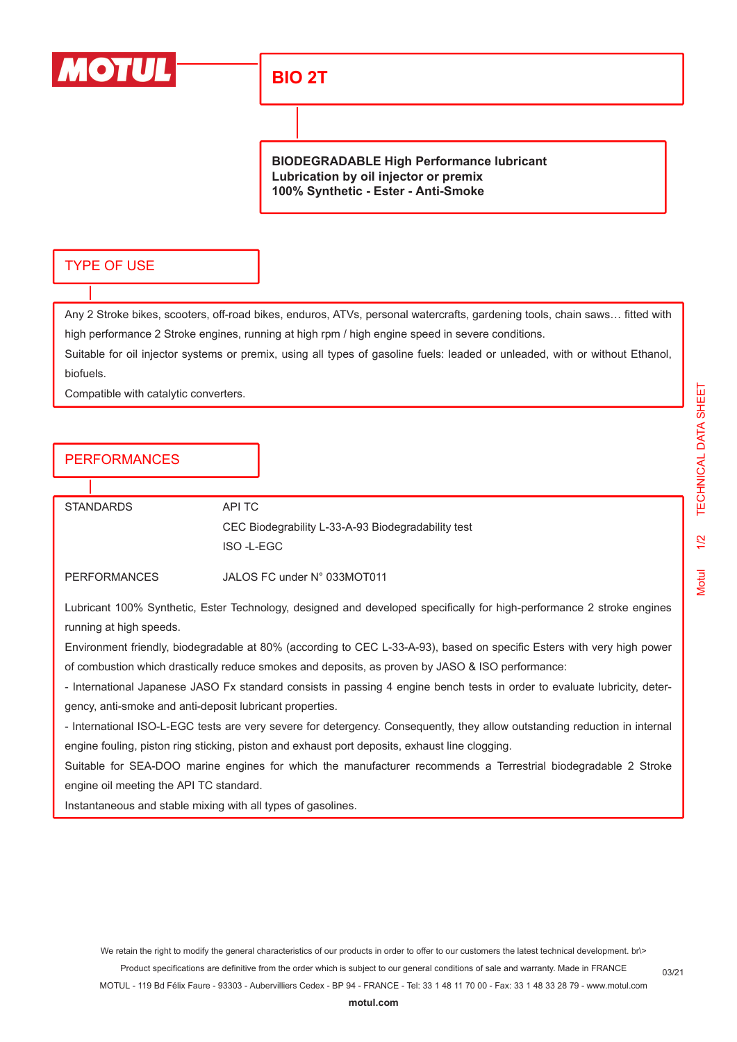# BIO 2T

**BIODEGRADABLE High Performance lubricant**
**Lubrication by oil injector or premix**
**100% Synthetic - Ester - Anti-Smoke**

## TYPE OF USE

Any 2 Stroke bikes, scooters, off-road bikes, enduros, ATVs, personal watercrafts, gardening tools, chain saws… fitted with high performance 2 Stroke engines, running at high rpm / high engine speed in severe conditions.

Suitable for oil injector systems or premix, using all types of gasoline fuels: leaded or unleaded, with or without Ethanol, biofuels.

Compatible with catalytic converters.

## PERFORMANCES

| | |
|---|---|
| STANDARDS | API TC |
| | CEC Biodegrability L-33-A-93 Biodegradability test |
| | ISO -L-EGC |
| PERFORMANCES | JALOS FC under N° 033MOT011 |

Lubricant 100% Synthetic, Ester Technology, designed and developed specifically for high-performance 2 stroke engines running at high speeds.

Environment friendly, biodegradable at 80% (according to CEC L-33-A-93), based on specific Esters with very high power of combustion which drastically reduce smokes and deposits, as proven by JASO & ISO performance:

- International Japanese JASO Fx standard consists in passing 4 engine bench tests in order to evaluate lubricity, detergency, anti-smoke and anti-deposit lubricant properties.
- International ISO-L-EGC tests are very severe for detergency. Consequently, they allow outstanding reduction in internal engine fouling, piston ring sticking, piston and exhaust port deposits, exhaust line clogging.

Suitable for SEA-DOO marine engines for which the manufacturer recommends a Terrestrial biodegradable 2 Stroke engine oil meeting the API TC standard.

Instantaneous and stable mixing with all types of gasolines.

We retain the right to modify the general characteristics of our products in order to offer to our customers the latest technical development. br\>
Product specifications are definitive from the order which is subject to our general conditions of sale and warranty. Made in FRANCE

MOTUL - 119 Bd Félix Faure - 93303 - Aubervilliers Cedex - BP 94 - FRANCE - Tel: 33 1 48 11 70 00 - Fax: 33 1 48 33 28 79 - www.motul.com

**motul.com**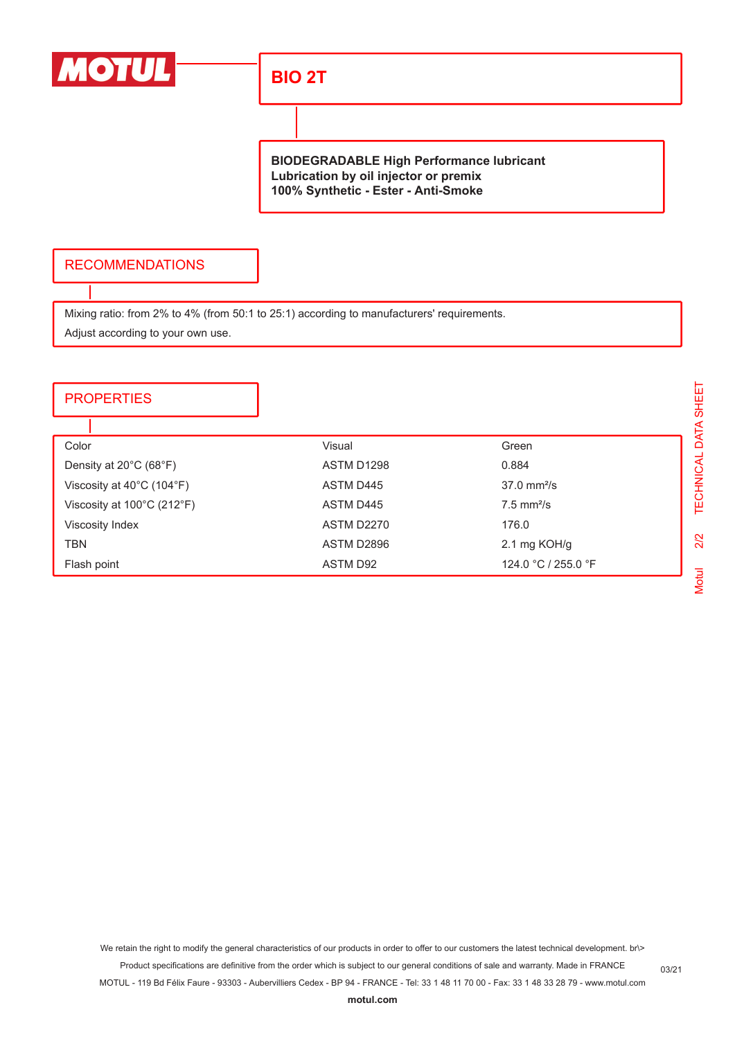# BIO 2T

**BIODEGRADABLE High Performance lubricant**
**Lubrication by oil injector or premix**
**100% Synthetic - Ester - Anti-Smoke**

## RECOMMENDATIONS

Mixing ratio: from 2% to 4% (from 50:1 to 25:1) according to manufacturers' requirements.

Adjust according to your own use.

## PROPERTIES

| | | |
|---|---|---|
| Color | Visual | Green |
| Density at 20°C (68°F) | ASTM D1298 | 0.884 |
| Viscosity at 40°C (104°F) | ASTM D445 | 37.0 mm²/s |
| Viscosity at 100°C (212°F) | ASTM D445 | 7.5 mm²/s |
| Viscosity Index | ASTM D2270 | 176.0 |
| TBN | ASTM D2896 | 2.1 mg KOH/g |
| Flash point | ASTM D92 | 124.0 °C / 255.0 °F |

We retain the right to modify the general characteristics of our products in order to offer to our customers the latest technical development. br\>
Product specifications are definitive from the order which is subject to our general conditions of sale and warranty. Made in FRANCE

MOTUL - 119 Bd Félix Faure - 93303 - Aubervilliers Cedex - BP 94 - FRANCE - Tel: 33 1 48 11 70 00 - Fax: 33 1 48 33 28 79 - www.motul.com

**motul.com**

03/21